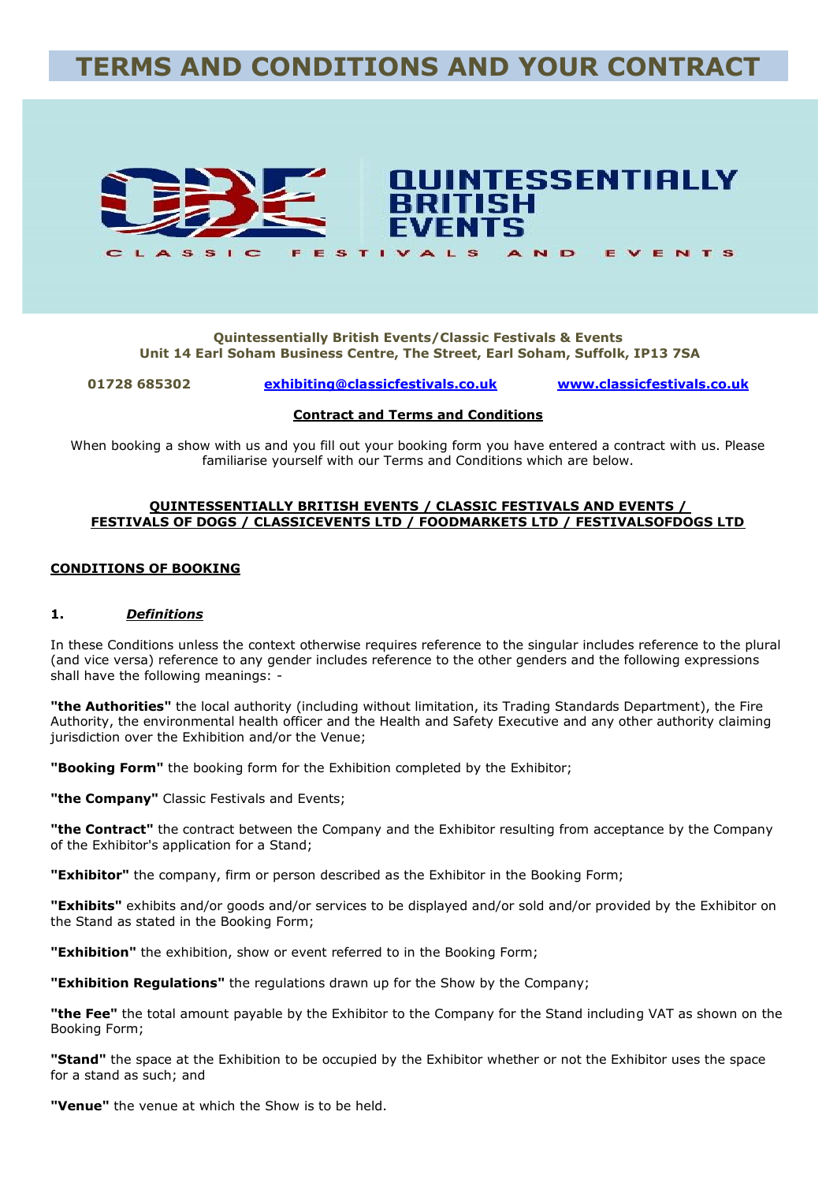# TERMS AND CONDITIONS AND YOUR CONTRACT

**Quintessentially British Events/Classic Festivals & Events**
**Unit 14 Earl Soham Business Centre, The Street, Earl Soham, Suffolk, IP13 7SA**

**01728 685302** [exhibiting@classicfestivals.co.uk](mailto:exhibiting@classicfestivals.co.uk) [www.classicfestivals.co.uk](http://www.classicfestivals.co.uk)

**Contract and Terms and Conditions**

When booking a show with us and you fill out your booking form you have entered a contract with us. Please familiarise yourself with our Terms and Conditions which are below.

**QUINTESSENTIALLY BRITISH EVENTS / CLASSIC FESTIVALS AND EVENTS / FESTIVALS OF DOGS / CLASSICEVENTS LTD / FOODMARKETS LTD / FESTIVALSOFDOGS LTD**

## CONDITIONS OF BOOKING

### 1. *Definitions*

In these Conditions unless the context otherwise requires reference to the singular includes reference to the plural (and vice versa) reference to any gender includes reference to the other genders and the following expressions shall have the following meanings: -

**"the Authorities"** the local authority (including without limitation, its Trading Standards Department), the Fire Authority, the environmental health officer and the Health and Safety Executive and any other authority claiming jurisdiction over the Exhibition and/or the Venue;

**"Booking Form"** the booking form for the Exhibition completed by the Exhibitor;

**"the Company"** Classic Festivals and Events;

**"the Contract"** the contract between the Company and the Exhibitor resulting from acceptance by the Company of the Exhibitor's application for a Stand;

**"Exhibitor"** the company, firm or person described as the Exhibitor in the Booking Form;

**"Exhibits"** exhibits and/or goods and/or services to be displayed and/or sold and/or provided by the Exhibitor on the Stand as stated in the Booking Form;

**"Exhibition"** the exhibition, show or event referred to in the Booking Form;

**"Exhibition Regulations"** the regulations drawn up for the Show by the Company;

**"the Fee"** the total amount payable by the Exhibitor to the Company for the Stand including VAT as shown on the Booking Form;

**"Stand"** the space at the Exhibition to be occupied by the Exhibitor whether or not the Exhibitor uses the space for a stand as such; and

**"Venue"** the venue at which the Show is to be held.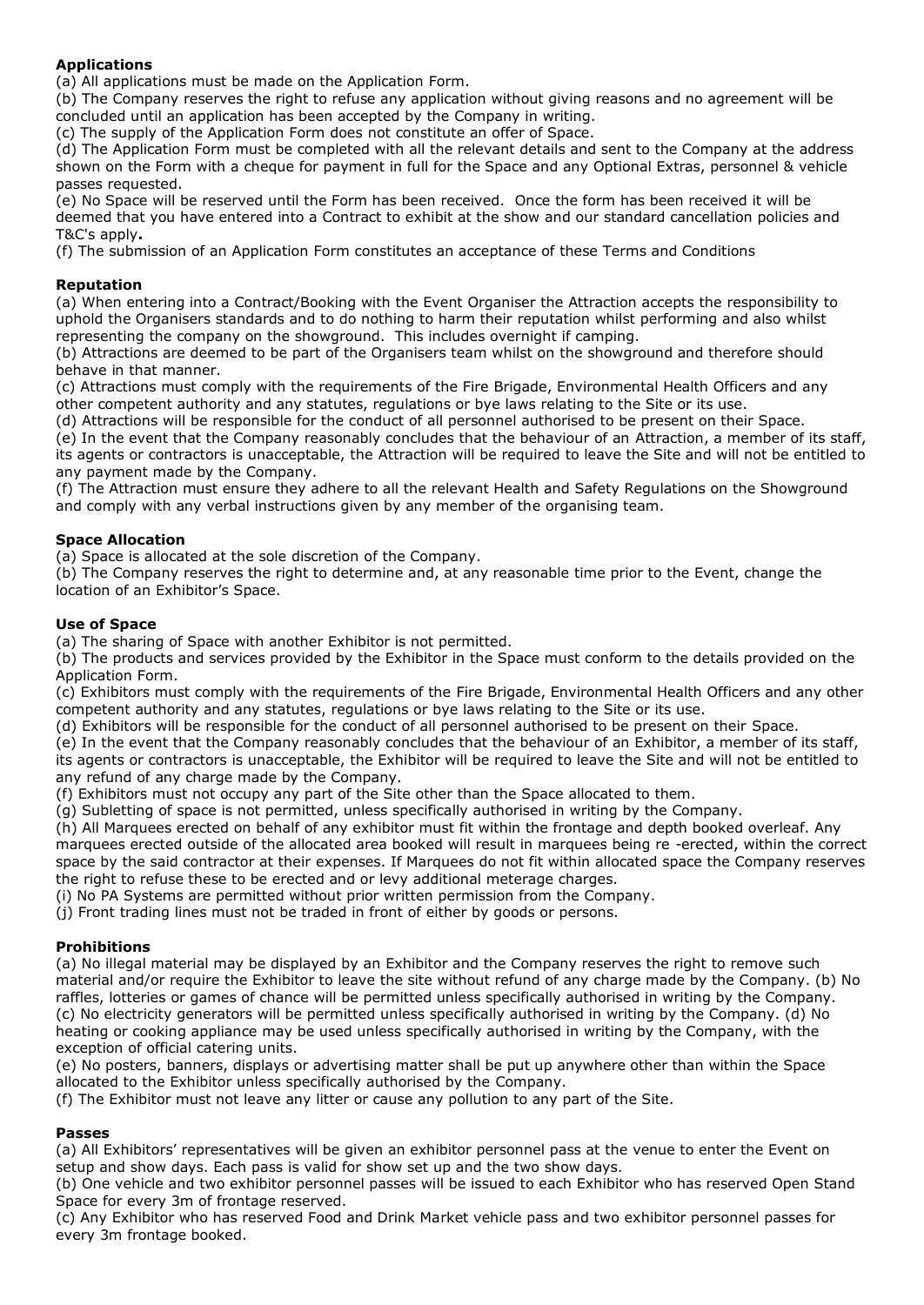**Applications**

(a) All applications must be made on the Application Form.
(b) The Company reserves the right to refuse any application without giving reasons and no agreement will be concluded until an application has been accepted by the Company in writing.
(c) The supply of the Application Form does not constitute an offer of Space.
(d) The Application Form must be completed with all the relevant details and sent to the Company at the address shown on the Form with a cheque for payment in full for the Space and any Optional Extras, personnel & vehicle passes requested.
(e) No Space will be reserved until the Form has been received. Once the form has been received it will be deemed that you have entered into a Contract to exhibit at the show and our standard cancellation policies and T&C's apply**.**
(f) The submission of an Application Form constitutes an acceptance of these Terms and Conditions

**Reputation**

(a) When entering into a Contract/Booking with the Event Organiser the Attraction accepts the responsibility to uphold the Organisers standards and to do nothing to harm their reputation whilst performing and also whilst representing the company on the showground. This includes overnight if camping.
(b) Attractions are deemed to be part of the Organisers team whilst on the showground and therefore should behave in that manner.
(c) Attractions must comply with the requirements of the Fire Brigade, Environmental Health Officers and any other competent authority and any statutes, regulations or bye laws relating to the Site or its use.
(d) Attractions will be responsible for the conduct of all personnel authorised to be present on their Space.
(e) In the event that the Company reasonably concludes that the behaviour of an Attraction, a member of its staff, its agents or contractors is unacceptable, the Attraction will be required to leave the Site and will not be entitled to any payment made by the Company.
(f) The Attraction must ensure they adhere to all the relevant Health and Safety Regulations on the Showground and comply with any verbal instructions given by any member of the organising team.

**Space Allocation**

(a) Space is allocated at the sole discretion of the Company.
(b) The Company reserves the right to determine and, at any reasonable time prior to the Event, change the location of an Exhibitor's Space.

**Use of Space**

(a) The sharing of Space with another Exhibitor is not permitted.
(b) The products and services provided by the Exhibitor in the Space must conform to the details provided on the Application Form.
(c) Exhibitors must comply with the requirements of the Fire Brigade, Environmental Health Officers and any other competent authority and any statutes, regulations or bye laws relating to the Site or its use.
(d) Exhibitors will be responsible for the conduct of all personnel authorised to be present on their Space.
(e) In the event that the Company reasonably concludes that the behaviour of an Exhibitor, a member of its staff, its agents or contractors is unacceptable, the Exhibitor will be required to leave the Site and will not be entitled to any refund of any charge made by the Company.
(f) Exhibitors must not occupy any part of the Site other than the Space allocated to them.
(g) Subletting of space is not permitted, unless specifically authorised in writing by the Company.
(h) All Marquees erected on behalf of any exhibitor must fit within the frontage and depth booked overleaf. Any marquees erected outside of the allocated area booked will result in marquees being re -erected, within the correct space by the said contractor at their expenses. If Marquees do not fit within allocated space the Company reserves the right to refuse these to be erected and or levy additional meterage charges.
(i) No PA Systems are permitted without prior written permission from the Company.
(j) Front trading lines must not be traded in front of either by goods or persons.

**Prohibitions**

(a) No illegal material may be displayed by an Exhibitor and the Company reserves the right to remove such material and/or require the Exhibitor to leave the site without refund of any charge made by the Company. (b) No raffles, lotteries or games of chance will be permitted unless specifically authorised in writing by the Company. (c) No electricity generators will be permitted unless specifically authorised in writing by the Company. (d) No heating or cooking appliance may be used unless specifically authorised in writing by the Company, with the exception of official catering units.
(e) No posters, banners, displays or advertising matter shall be put up anywhere other than within the Space allocated to the Exhibitor unless specifically authorised by the Company.
(f) The Exhibitor must not leave any litter or cause any pollution to any part of the Site.

**Passes**

(a) All Exhibitors' representatives will be given an exhibitor personnel pass at the venue to enter the Event on setup and show days. Each pass is valid for show set up and the two show days.
(b) One vehicle and two exhibitor personnel passes will be issued to each Exhibitor who has reserved Open Stand Space for every 3m of frontage reserved.
(c) Any Exhibitor who has reserved Food and Drink Market vehicle pass and two exhibitor personnel passes for every 3m frontage booked.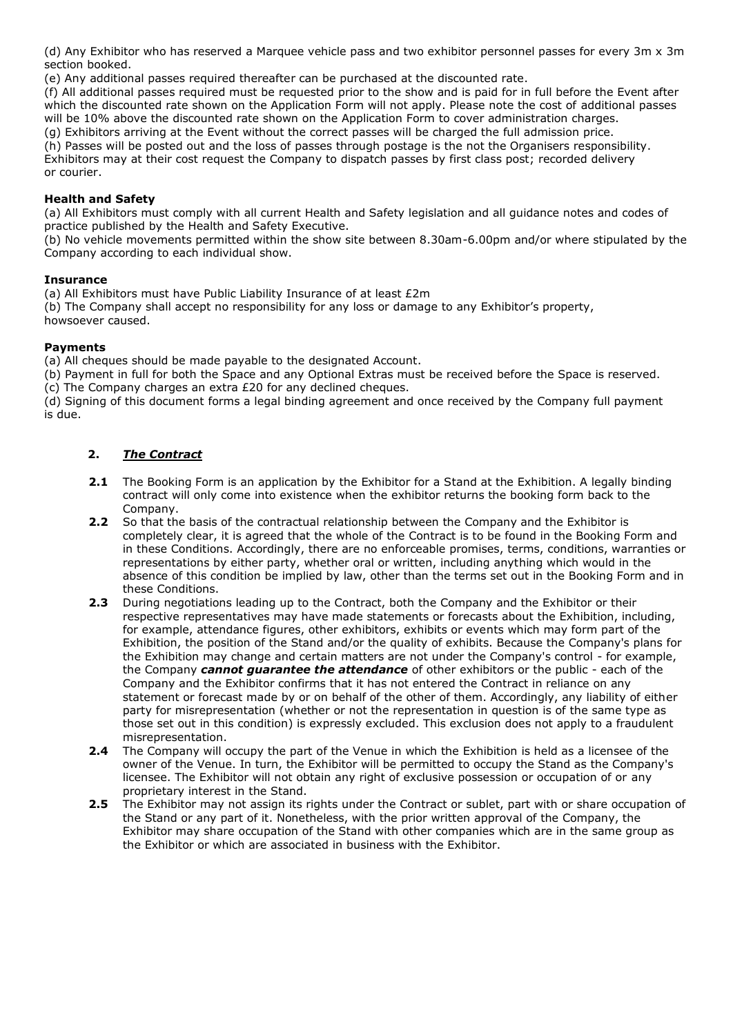(d) Any Exhibitor who has reserved a Marquee vehicle pass and two exhibitor personnel passes for every 3m x 3m section booked.

(e) Any additional passes required thereafter can be purchased at the discounted rate.

(f) All additional passes required must be requested prior to the show and is paid for in full before the Event after which the discounted rate shown on the Application Form will not apply. Please note the cost of additional passes will be 10% above the discounted rate shown on the Application Form to cover administration charges.

(g) Exhibitors arriving at the Event without the correct passes will be charged the full admission price.

(h) Passes will be posted out and the loss of passes through postage is the not the Organisers responsibility. Exhibitors may at their cost request the Company to dispatch passes by first class post; recorded delivery or courier.

**Health and Safety**

(a) All Exhibitors must comply with all current Health and Safety legislation and all guidance notes and codes of practice published by the Health and Safety Executive.

(b) No vehicle movements permitted within the show site between 8.30am-6.00pm and/or where stipulated by the Company according to each individual show.

**Insurance**

(a) All Exhibitors must have Public Liability Insurance of at least £2m

(b) The Company shall accept no responsibility for any loss or damage to any Exhibitor's property, howsoever caused.

**Payments**

(a) All cheques should be made payable to the designated Account.

(b) Payment in full for both the Space and any Optional Extras must be received before the Space is reserved.

(c) The Company charges an extra £20 for any declined cheques.

(d) Signing of this document forms a legal binding agreement and once received by the Company full payment is due.

## 2. ***The Contract***

**2.1** The Booking Form is an application by the Exhibitor for a Stand at the Exhibition. A legally binding contract will only come into existence when the exhibitor returns the booking form back to the Company.

**2.2** So that the basis of the contractual relationship between the Company and the Exhibitor is completely clear, it is agreed that the whole of the Contract is to be found in the Booking Form and in these Conditions. Accordingly, there are no enforceable promises, terms, conditions, warranties or representations by either party, whether oral or written, including anything which would in the absence of this condition be implied by law, other than the terms set out in the Booking Form and in these Conditions.

**2.3** During negotiations leading up to the Contract, both the Company and the Exhibitor or their respective representatives may have made statements or forecasts about the Exhibition, including, for example, attendance figures, other exhibitors, exhibits or events which may form part of the Exhibition, the position of the Stand and/or the quality of exhibits. Because the Company's plans for the Exhibition may change and certain matters are not under the Company's control - for example, the Company ***cannot guarantee the attendance*** of other exhibitors or the public - each of the Company and the Exhibitor confirms that it has not entered the Contract in reliance on any statement or forecast made by or on behalf of the other of them. Accordingly, any liability of either party for misrepresentation (whether or not the representation in question is of the same type as those set out in this condition) is expressly excluded. This exclusion does not apply to a fraudulent misrepresentation.

**2.4** The Company will occupy the part of the Venue in which the Exhibition is held as a licensee of the owner of the Venue. In turn, the Exhibitor will be permitted to occupy the Stand as the Company's licensee. The Exhibitor will not obtain any right of exclusive possession or occupation of or any proprietary interest in the Stand.

**2.5** The Exhibitor may not assign its rights under the Contract or sublet, part with or share occupation of the Stand or any part of it. Nonetheless, with the prior written approval of the Company, the Exhibitor may share occupation of the Stand with other companies which are in the same group as the Exhibitor or which are associated in business with the Exhibitor.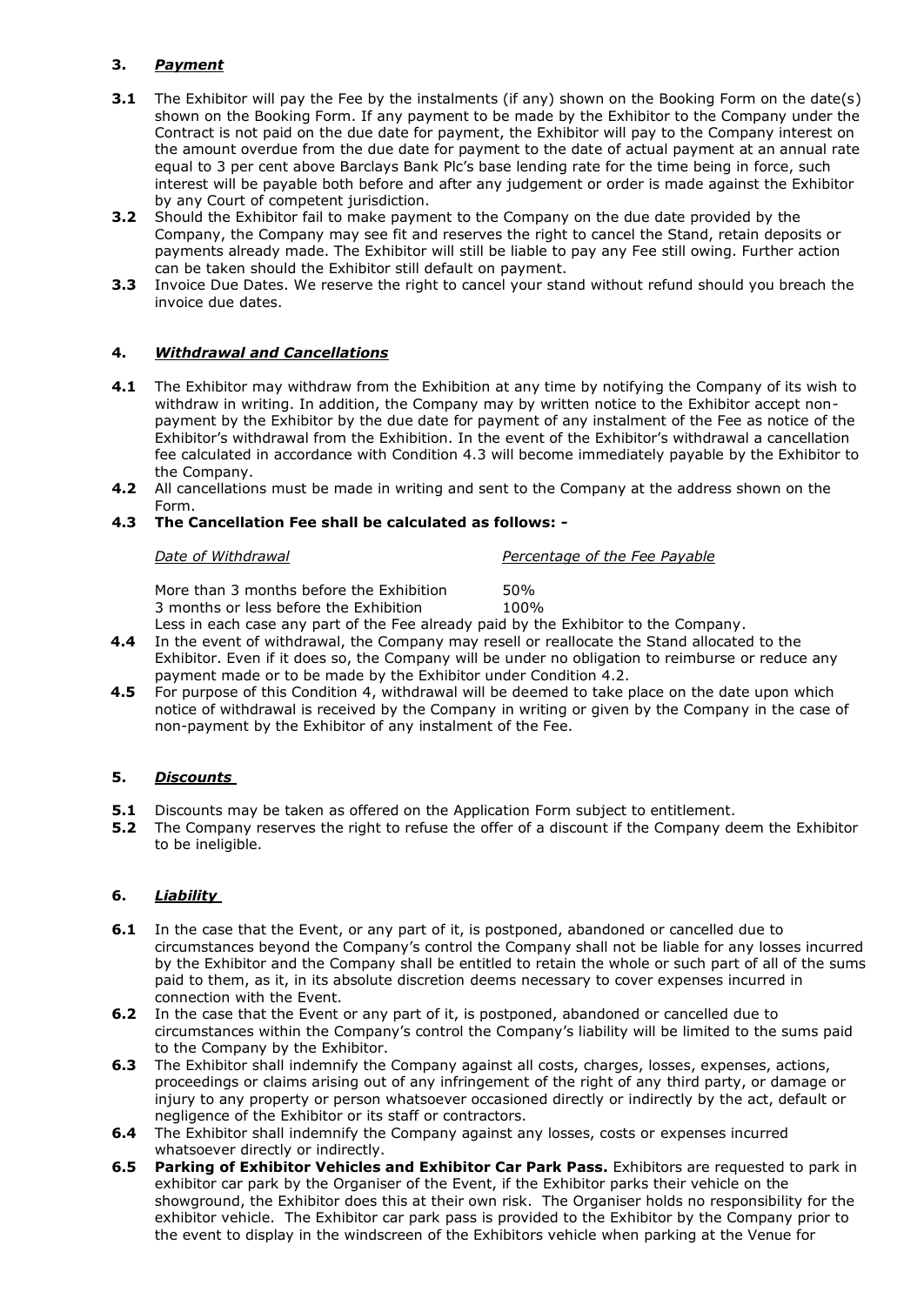## 3. ***Payment***

**3.1** The Exhibitor will pay the Fee by the instalments (if any) shown on the Booking Form on the date(s) shown on the Booking Form. If any payment to be made by the Exhibitor to the Company under the Contract is not paid on the due date for payment, the Exhibitor will pay to the Company interest on the amount overdue from the due date for payment to the date of actual payment at an annual rate equal to 3 per cent above Barclays Bank Plc's base lending rate for the time being in force, such interest will be payable both before and after any judgement or order is made against the Exhibitor by any Court of competent jurisdiction.

**3.2** Should the Exhibitor fail to make payment to the Company on the due date provided by the Company, the Company may see fit and reserves the right to cancel the Stand, retain deposits or payments already made. The Exhibitor will still be liable to pay any Fee still owing. Further action can be taken should the Exhibitor still default on payment.

**3.3** Invoice Due Dates. We reserve the right to cancel your stand without refund should you breach the invoice due dates.

## 4. ***Withdrawal and Cancellations***

**4.1** The Exhibitor may withdraw from the Exhibition at any time by notifying the Company of its wish to withdraw in writing. In addition, the Company may by written notice to the Exhibitor accept non-payment by the Exhibitor by the due date for payment of any instalment of the Fee as notice of the Exhibitor's withdrawal from the Exhibition. In the event of the Exhibitor's withdrawal a cancellation fee calculated in accordance with Condition 4.3 will become immediately payable by the Exhibitor to the Company.

**4.2** All cancellations must be made in writing and sent to the Company at the address shown on the Form.

**4.3** **The Cancellation Fee shall be calculated as follows: -**

| *Date of Withdrawal* | *Percentage of the Fee Payable* |
|---|---|
| More than 3 months before the Exhibition | 50% |
| 3 months or less before the Exhibition | 100% |

Less in each case any part of the Fee already paid by the Exhibitor to the Company.

**4.4** In the event of withdrawal, the Company may resell or reallocate the Stand allocated to the Exhibitor. Even if it does so, the Company will be under no obligation to reimburse or reduce any payment made or to be made by the Exhibitor under Condition 4.2.

**4.5** For purpose of this Condition 4, withdrawal will be deemed to take place on the date upon which notice of withdrawal is received by the Company in writing or given by the Company in the case of non-payment by the Exhibitor of any instalment of the Fee.

## 5. ***Discounts***

**5.1** Discounts may be taken as offered on the Application Form subject to entitlement.

**5.2** The Company reserves the right to refuse the offer of a discount if the Company deem the Exhibitor to be ineligible.

## 6. ***Liability***

**6.1** In the case that the Event, or any part of it, is postponed, abandoned or cancelled due to circumstances beyond the Company's control the Company shall not be liable for any losses incurred by the Exhibitor and the Company shall be entitled to retain the whole or such part of all of the sums paid to them, as it, in its absolute discretion deems necessary to cover expenses incurred in connection with the Event.

**6.2** In the case that the Event or any part of it, is postponed, abandoned or cancelled due to circumstances within the Company's control the Company's liability will be limited to the sums paid to the Company by the Exhibitor.

**6.3** The Exhibitor shall indemnify the Company against all costs, charges, losses, expenses, actions, proceedings or claims arising out of any infringement of the right of any third party, or damage or injury to any property or person whatsoever occasioned directly or indirectly by the act, default or negligence of the Exhibitor or its staff or contractors.

**6.4** The Exhibitor shall indemnify the Company against any losses, costs or expenses incurred whatsoever directly or indirectly.

**6.5** **Parking of Exhibitor Vehicles and Exhibitor Car Park Pass.** Exhibitors are requested to park in exhibitor car park by the Organiser of the Event, if the Exhibitor parks their vehicle on the showground, the Exhibitor does this at their own risk. The Organiser holds no responsibility for the exhibitor vehicle. The Exhibitor car park pass is provided to the Exhibitor by the Company prior to the event to display in the windscreen of the Exhibitors vehicle when parking at the Venue for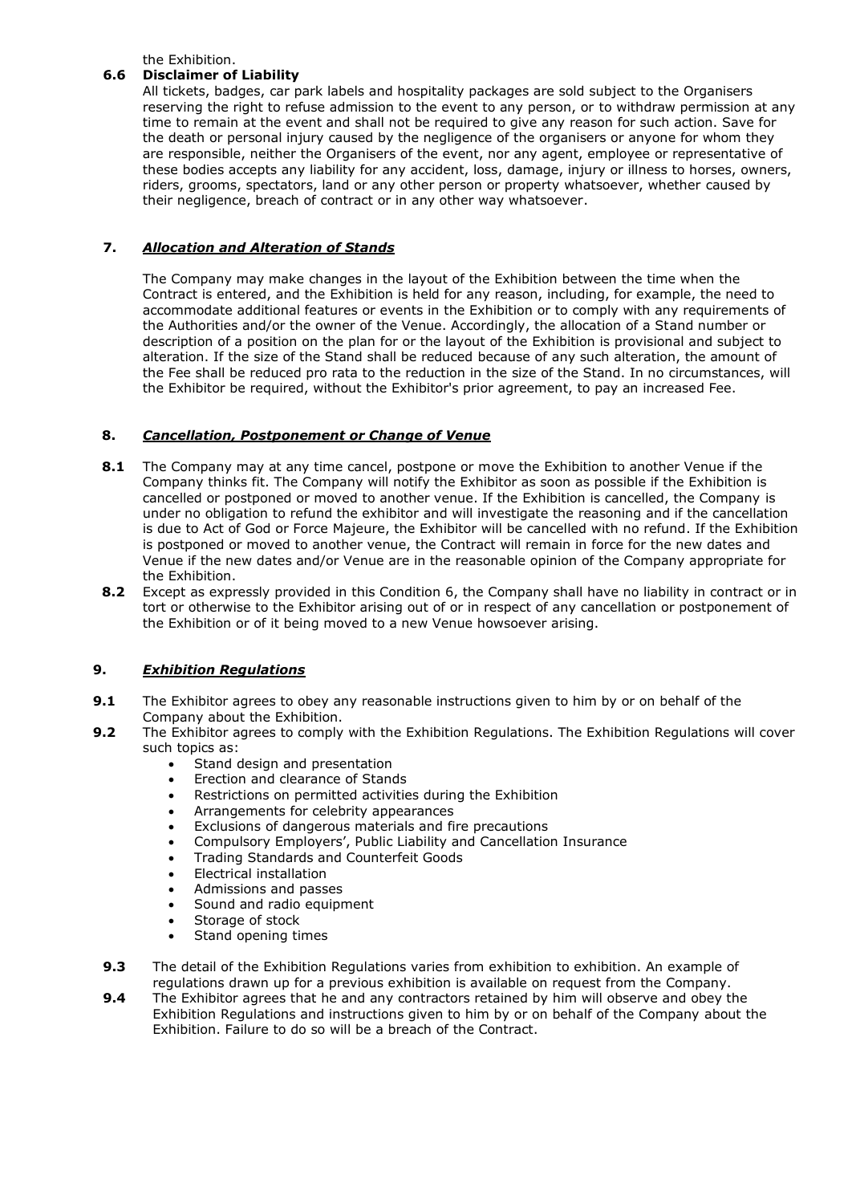the Exhibition.

**6.6 Disclaimer of Liability**

All tickets, badges, car park labels and hospitality packages are sold subject to the Organisers reserving the right to refuse admission to the event to any person, or to withdraw permission at any time to remain at the event and shall not be required to give any reason for such action. Save for the death or personal injury caused by the negligence of the organisers or anyone for whom they are responsible, neither the Organisers of the event, nor any agent, employee or representative of these bodies accepts any liability for any accident, loss, damage, injury or illness to horses, owners, riders, grooms, spectators, land or any other person or property whatsoever, whether caused by their negligence, breach of contract or in any other way whatsoever.

## 7. ***Allocation and Alteration of Stands***

The Company may make changes in the layout of the Exhibition between the time when the Contract is entered, and the Exhibition is held for any reason, including, for example, the need to accommodate additional features or events in the Exhibition or to comply with any requirements of the Authorities and/or the owner of the Venue. Accordingly, the allocation of a Stand number or description of a position on the plan for or the layout of the Exhibition is provisional and subject to alteration. If the size of the Stand shall be reduced because of any such alteration, the amount of the Fee shall be reduced pro rata to the reduction in the size of the Stand. In no circumstances, will the Exhibitor be required, without the Exhibitor's prior agreement, to pay an increased Fee.

## 8. ***Cancellation, Postponement or Change of Venue***

**8.1** The Company may at any time cancel, postpone or move the Exhibition to another Venue if the Company thinks fit. The Company will notify the Exhibitor as soon as possible if the Exhibition is cancelled or postponed or moved to another venue. If the Exhibition is cancelled, the Company is under no obligation to refund the exhibitor and will investigate the reasoning and if the cancellation is due to Act of God or Force Majeure, the Exhibitor will be cancelled with no refund. If the Exhibition is postponed or moved to another venue, the Contract will remain in force for the new dates and Venue if the new dates and/or Venue are in the reasonable opinion of the Company appropriate for the Exhibition.

**8.2** Except as expressly provided in this Condition 6, the Company shall have no liability in contract or in tort or otherwise to the Exhibitor arising out of or in respect of any cancellation or postponement of the Exhibition or of it being moved to a new Venue howsoever arising.

## 9. ***Exhibition Regulations***

**9.1** The Exhibitor agrees to obey any reasonable instructions given to him by or on behalf of the Company about the Exhibition.

**9.2** The Exhibitor agrees to comply with the Exhibition Regulations. The Exhibition Regulations will cover such topics as:

- Stand design and presentation
- Erection and clearance of Stands
- Restrictions on permitted activities during the Exhibition
- Arrangements for celebrity appearances
- Exclusions of dangerous materials and fire precautions
- Compulsory Employers', Public Liability and Cancellation Insurance
- Trading Standards and Counterfeit Goods
- Electrical installation
- Admissions and passes
- Sound and radio equipment
- Storage of stock
- Stand opening times

**9.3** The detail of the Exhibition Regulations varies from exhibition to exhibition. An example of regulations drawn up for a previous exhibition is available on request from the Company.

**9.4** The Exhibitor agrees that he and any contractors retained by him will observe and obey the Exhibition Regulations and instructions given to him by or on behalf of the Company about the Exhibition. Failure to do so will be a breach of the Contract.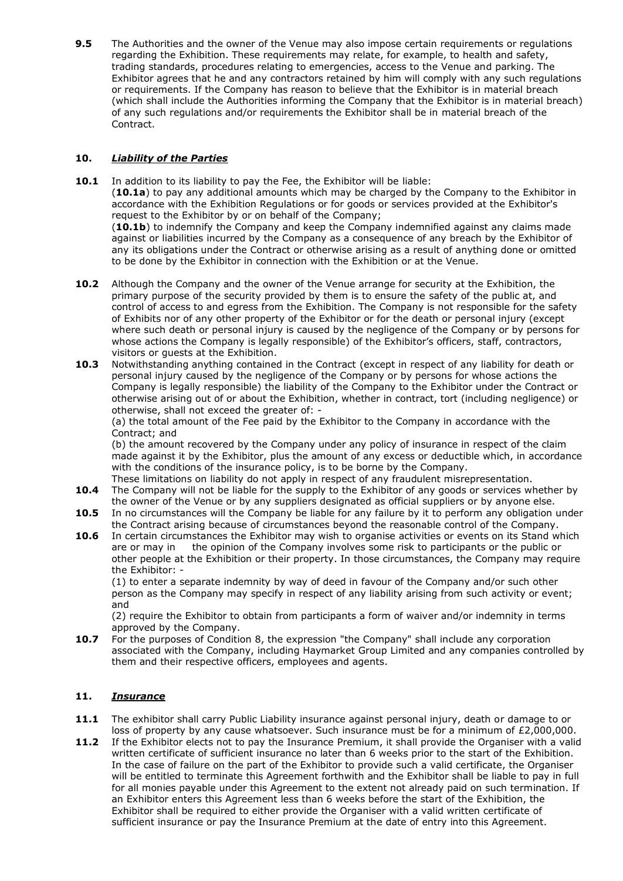**9.5** The Authorities and the owner of the Venue may also impose certain requirements or regulations regarding the Exhibition. These requirements may relate, for example, to health and safety, trading standards, procedures relating to emergencies, access to the Venue and parking. The Exhibitor agrees that he and any contractors retained by him will comply with any such regulations or requirements. If the Company has reason to believe that the Exhibitor is in material breach (which shall include the Authorities informing the Company that the Exhibitor is in material breach) of any such regulations and/or requirements the Exhibitor shall be in material breach of the Contract.

## 10. ***Liability of the Parties***

**10.1** In addition to its liability to pay the Fee, the Exhibitor will be liable:
(**10.1a**) to pay any additional amounts which may be charged by the Company to the Exhibitor in accordance with the Exhibition Regulations or for goods or services provided at the Exhibitor's request to the Exhibitor by or on behalf of the Company;
(**10.1b**) to indemnify the Company and keep the Company indemnified against any claims made against or liabilities incurred by the Company as a consequence of any breach by the Exhibitor of any its obligations under the Contract or otherwise arising as a result of anything done or omitted to be done by the Exhibitor in connection with the Exhibition or at the Venue.

**10.2** Although the Company and the owner of the Venue arrange for security at the Exhibition, the primary purpose of the security provided by them is to ensure the safety of the public at, and control of access to and egress from the Exhibition. The Company is not responsible for the safety of Exhibits nor of any other property of the Exhibitor or for the death or personal injury (except where such death or personal injury is caused by the negligence of the Company or by persons for whose actions the Company is legally responsible) of the Exhibitor's officers, staff, contractors, visitors or guests at the Exhibition.

**10.3** Notwithstanding anything contained in the Contract (except in respect of any liability for death or personal injury caused by the negligence of the Company or by persons for whose actions the Company is legally responsible) the liability of the Company to the Exhibitor under the Contract or otherwise arising out of or about the Exhibition, whether in contract, tort (including negligence) or otherwise, shall not exceed the greater of: -
(a) the total amount of the Fee paid by the Exhibitor to the Company in accordance with the Contract; and
(b) the amount recovered by the Company under any policy of insurance in respect of the claim made against it by the Exhibitor, plus the amount of any excess or deductible which, in accordance with the conditions of the insurance policy, is to be borne by the Company.
These limitations on liability do not apply in respect of any fraudulent misrepresentation.

**10.4** The Company will not be liable for the supply to the Exhibitor of any goods or services whether by the owner of the Venue or by any suppliers designated as official suppliers or by anyone else.

**10.5** In no circumstances will the Company be liable for any failure by it to perform any obligation under the Contract arising because of circumstances beyond the reasonable control of the Company.

**10.6** In certain circumstances the Exhibitor may wish to organise activities or events on its Stand which are or may in the opinion of the Company involves some risk to participants or the public or other people at the Exhibition or their property. In those circumstances, the Company may require the Exhibitor: -
(1) to enter a separate indemnity by way of deed in favour of the Company and/or such other person as the Company may specify in respect of any liability arising from such activity or event; and
(2) require the Exhibitor to obtain from participants a form of waiver and/or indemnity in terms approved by the Company.

**10.7** For the purposes of Condition 8, the expression "the Company" shall include any corporation associated with the Company, including Haymarket Group Limited and any companies controlled by them and their respective officers, employees and agents.

## 11. ***Insurance***

**11.1** The exhibitor shall carry Public Liability insurance against personal injury, death or damage to or loss of property by any cause whatsoever. Such insurance must be for a minimum of £2,000,000.

**11.2** If the Exhibitor elects not to pay the Insurance Premium, it shall provide the Organiser with a valid written certificate of sufficient insurance no later than 6 weeks prior to the start of the Exhibition. In the case of failure on the part of the Exhibitor to provide such a valid certificate, the Organiser will be entitled to terminate this Agreement forthwith and the Exhibitor shall be liable to pay in full for all monies payable under this Agreement to the extent not already paid on such termination. If an Exhibitor enters this Agreement less than 6 weeks before the start of the Exhibition, the Exhibitor shall be required to either provide the Organiser with a valid written certificate of sufficient insurance or pay the Insurance Premium at the date of entry into this Agreement.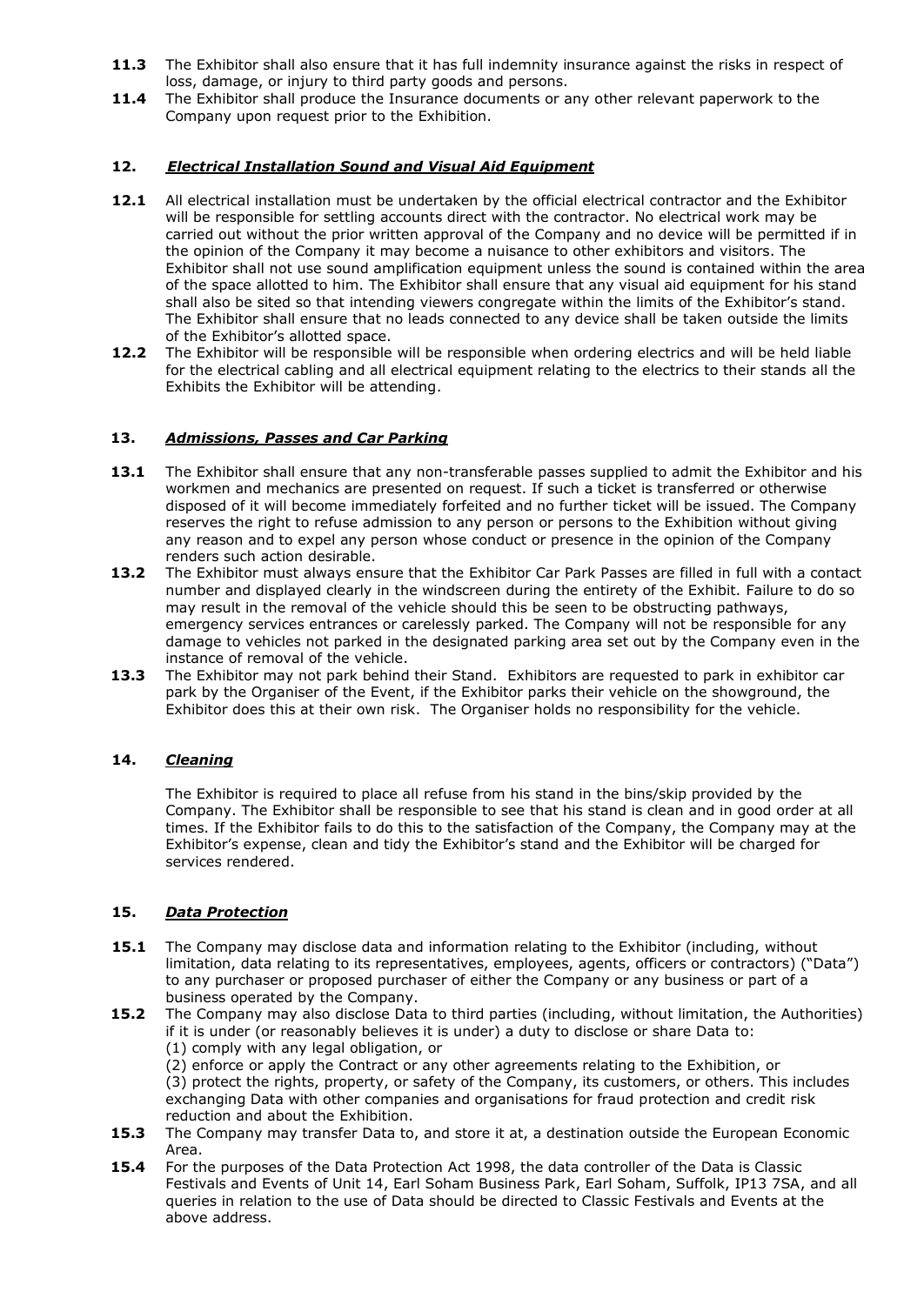**11.3** The Exhibitor shall also ensure that it has full indemnity insurance against the risks in respect of loss, damage, or injury to third party goods and persons.

**11.4** The Exhibitor shall produce the Insurance documents or any other relevant paperwork to the Company upon request prior to the Exhibition.

## 12. ***Electrical Installation Sound and Visual Aid Equipment***

**12.1** All electrical installation must be undertaken by the official electrical contractor and the Exhibitor will be responsible for settling accounts direct with the contractor. No electrical work may be carried out without the prior written approval of the Company and no device will be permitted if in the opinion of the Company it may become a nuisance to other exhibitors and visitors. The Exhibitor shall not use sound amplification equipment unless the sound is contained within the area of the space allotted to him. The Exhibitor shall ensure that any visual aid equipment for his stand shall also be sited so that intending viewers congregate within the limits of the Exhibitor's stand. The Exhibitor shall ensure that no leads connected to any device shall be taken outside the limits of the Exhibitor's allotted space.

**12.2** The Exhibitor will be responsible will be responsible when ordering electrics and will be held liable for the electrical cabling and all electrical equipment relating to the electrics to their stands all the Exhibits the Exhibitor will be attending.

## 13. ***Admissions, Passes and Car Parking***

**13.1** The Exhibitor shall ensure that any non-transferable passes supplied to admit the Exhibitor and his workmen and mechanics are presented on request. If such a ticket is transferred or otherwise disposed of it will become immediately forfeited and no further ticket will be issued. The Company reserves the right to refuse admission to any person or persons to the Exhibition without giving any reason and to expel any person whose conduct or presence in the opinion of the Company renders such action desirable.

**13.2** The Exhibitor must always ensure that the Exhibitor Car Park Passes are filled in full with a contact number and displayed clearly in the windscreen during the entirety of the Exhibit. Failure to do so may result in the removal of the vehicle should this be seen to be obstructing pathways, emergency services entrances or carelessly parked. The Company will not be responsible for any damage to vehicles not parked in the designated parking area set out by the Company even in the instance of removal of the vehicle.

**13.3** The Exhibitor may not park behind their Stand. Exhibitors are requested to park in exhibitor car park by the Organiser of the Event, if the Exhibitor parks their vehicle on the showground, the Exhibitor does this at their own risk. The Organiser holds no responsibility for the vehicle.

## 14. ***Cleaning***

The Exhibitor is required to place all refuse from his stand in the bins/skip provided by the Company. The Exhibitor shall be responsible to see that his stand is clean and in good order at all times. If the Exhibitor fails to do this to the satisfaction of the Company, the Company may at the Exhibitor's expense, clean and tidy the Exhibitor's stand and the Exhibitor will be charged for services rendered.

## 15. ***Data Protection***

**15.1** The Company may disclose data and information relating to the Exhibitor (including, without limitation, data relating to its representatives, employees, agents, officers or contractors) ("Data") to any purchaser or proposed purchaser of either the Company or any business or part of a business operated by the Company.

**15.2** The Company may also disclose Data to third parties (including, without limitation, the Authorities) if it is under (or reasonably believes it is under) a duty to disclose or share Data to:
(1) comply with any legal obligation, or
(2) enforce or apply the Contract or any other agreements relating to the Exhibition, or
(3) protect the rights, property, or safety of the Company, its customers, or others. This includes exchanging Data with other companies and organisations for fraud protection and credit risk reduction and about the Exhibition.

**15.3** The Company may transfer Data to, and store it at, a destination outside the European Economic Area.

**15.4** For the purposes of the Data Protection Act 1998, the data controller of the Data is Classic Festivals and Events of Unit 14, Earl Soham Business Park, Earl Soham, Suffolk, IP13 7SA, and all queries in relation to the use of Data should be directed to Classic Festivals and Events at the above address.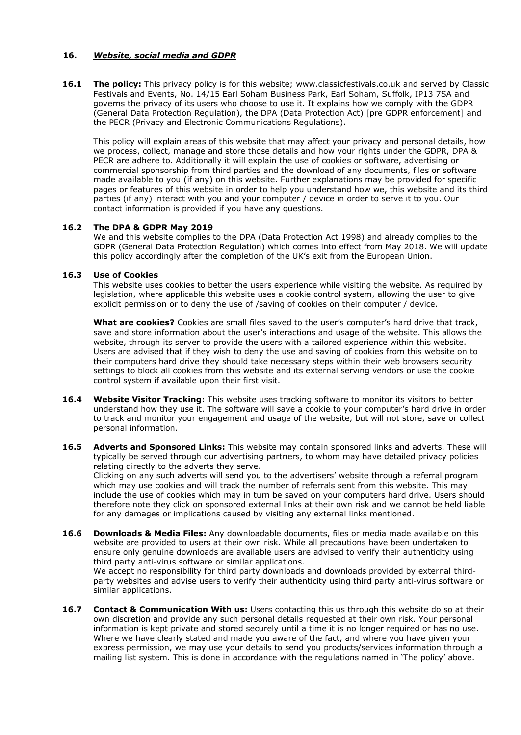## 16. ***Website, social media and GDPR***

**16.1 The policy:** This privacy policy is for this website; www.classicfestivals.co.uk and served by Classic Festivals and Events, No. 14/15 Earl Soham Business Park, Earl Soham, Suffolk, IP13 7SA and governs the privacy of its users who choose to use it. It explains how we comply with the GDPR (General Data Protection Regulation), the DPA (Data Protection Act) [pre GDPR enforcement] and the PECR (Privacy and Electronic Communications Regulations).

This policy will explain areas of this website that may affect your privacy and personal details, how we process, collect, manage and store those details and how your rights under the GDPR, DPA & PECR are adhere to. Additionally it will explain the use of cookies or software, advertising or commercial sponsorship from third parties and the download of any documents, files or software made available to you (if any) on this website. Further explanations may be provided for specific pages or features of this website in order to help you understand how we, this website and its third parties (if any) interact with you and your computer / device in order to serve it to you. Our contact information is provided if you have any questions.

**16.2 The DPA & GDPR May 2019**

We and this website complies to the DPA (Data Protection Act 1998) and already complies to the GDPR (General Data Protection Regulation) which comes into effect from May 2018. We will update this policy accordingly after the completion of the UK's exit from the European Union.

**16.3 Use of Cookies**

This website uses cookies to better the users experience while visiting the website. As required by legislation, where applicable this website uses a cookie control system, allowing the user to give explicit permission or to deny the use of /saving of cookies on their computer / device.

**What are cookies?** Cookies are small files saved to the user's computer's hard drive that track, save and store information about the user's interactions and usage of the website. This allows the website, through its server to provide the users with a tailored experience within this website. Users are advised that if they wish to deny the use and saving of cookies from this website on to their computers hard drive they should take necessary steps within their web browsers security settings to block all cookies from this website and its external serving vendors or use the cookie control system if available upon their first visit.

**16.4 Website Visitor Tracking:** This website uses tracking software to monitor its visitors to better understand how they use it. The software will save a cookie to your computer's hard drive in order to track and monitor your engagement and usage of the website, but will not store, save or collect personal information.

**16.5 Adverts and Sponsored Links:** This website may contain sponsored links and adverts. These will typically be served through our advertising partners, to whom may have detailed privacy policies relating directly to the adverts they serve.
Clicking on any such adverts will send you to the advertisers' website through a referral program which may use cookies and will track the number of referrals sent from this website. This may include the use of cookies which may in turn be saved on your computers hard drive. Users should therefore note they click on sponsored external links at their own risk and we cannot be held liable for any damages or implications caused by visiting any external links mentioned.

**16.6 Downloads & Media Files:** Any downloadable documents, files or media made available on this website are provided to users at their own risk. While all precautions have been undertaken to ensure only genuine downloads are available users are advised to verify their authenticity using third party anti-virus software or similar applications.
We accept no responsibility for third party downloads and downloads provided by external third-party websites and advise users to verify their authenticity using third party anti-virus software or similar applications.

**16.7 Contact & Communication With us:** Users contacting this us through this website do so at their own discretion and provide any such personal details requested at their own risk. Your personal information is kept private and stored securely until a time it is no longer required or has no use. Where we have clearly stated and made you aware of the fact, and where you have given your express permission, we may use your details to send you products/services information through a mailing list system. This is done in accordance with the regulations named in 'The policy' above.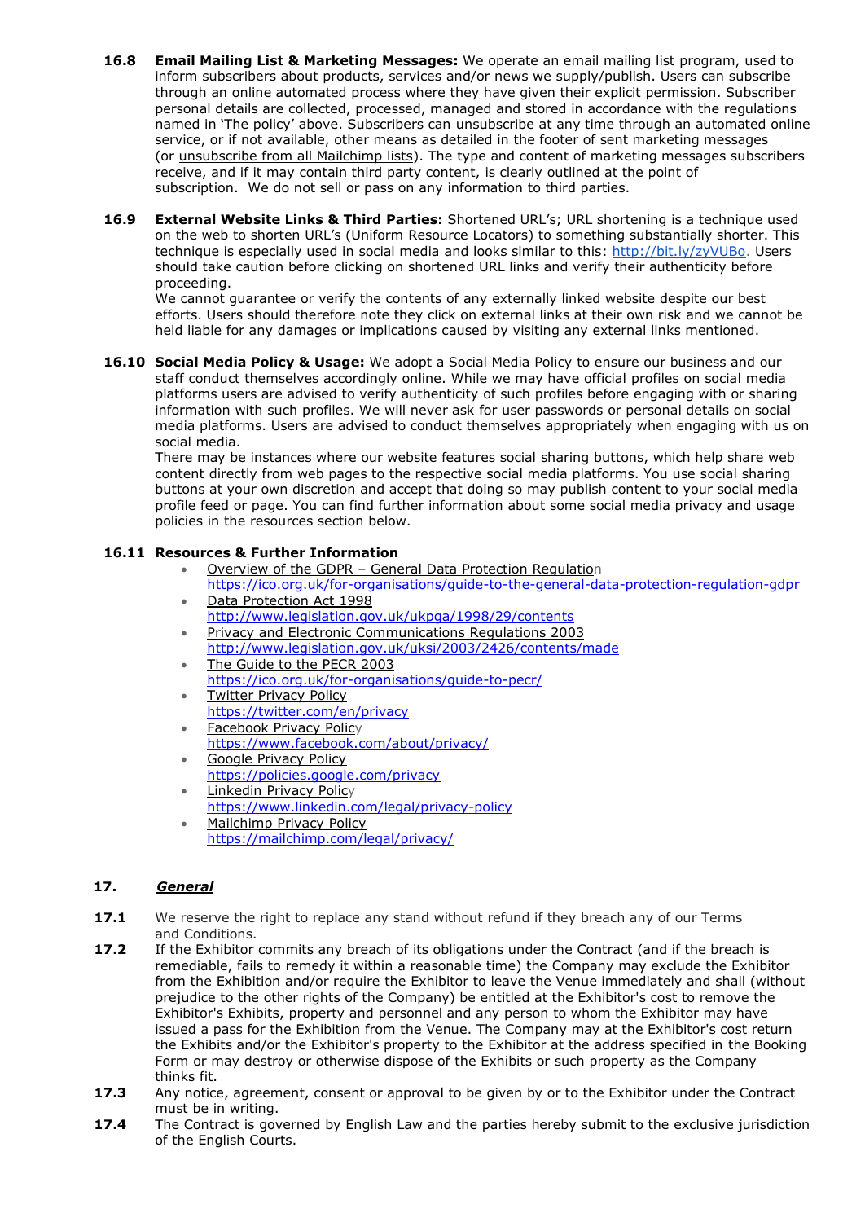**16.8 Email Mailing List & Marketing Messages:** We operate an email mailing list program, used to inform subscribers about products, services and/or news we supply/publish. Users can subscribe through an online automated process where they have given their explicit permission. Subscriber personal details are collected, processed, managed and stored in accordance with the regulations named in 'The policy' above. Subscribers can unsubscribe at any time through an automated online service, or if not available, other means as detailed in the footer of sent marketing messages (or unsubscribe from all Mailchimp lists). The type and content of marketing messages subscribers receive, and if it may contain third party content, is clearly outlined at the point of subscription. We do not sell or pass on any information to third parties.

**16.9 External Website Links & Third Parties:** Shortened URL's; URL shortening is a technique used on the web to shorten URL's (Uniform Resource Locators) to something substantially shorter. This technique is especially used in social media and looks similar to this: http://bit.ly/zyVUBo. Users should take caution before clicking on shortened URL links and verify their authenticity before proceeding.
We cannot guarantee or verify the contents of any externally linked website despite our best efforts. Users should therefore note they click on external links at their own risk and we cannot be held liable for any damages or implications caused by visiting any external links mentioned.

**16.10 Social Media Policy & Usage:** We adopt a Social Media Policy to ensure our business and our staff conduct themselves accordingly online. While we may have official profiles on social media platforms users are advised to verify authenticity of such profiles before engaging with or sharing information with such profiles. We will never ask for user passwords or personal details on social media platforms. Users are advised to conduct themselves appropriately when engaging with us on social media.
There may be instances where our website features social sharing buttons, which help share web content directly from web pages to the respective social media platforms. You use social sharing buttons at your own discretion and accept that doing so may publish content to your social media profile feed or page. You can find further information about some social media privacy and usage policies in the resources section below.

**16.11 Resources & Further Information**

- Overview of the GDPR – General Data Protection Regulation
  https://ico.org.uk/for-organisations/guide-to-the-general-data-protection-regulation-gdpr
- Data Protection Act 1998
  http://www.legislation.gov.uk/ukpga/1998/29/contents
- Privacy and Electronic Communications Regulations 2003
  http://www.legislation.gov.uk/uksi/2003/2426/contents/made
- The Guide to the PECR 2003
  https://ico.org.uk/for-organisations/guide-to-pecr/
- Twitter Privacy Policy
  https://twitter.com/en/privacy
- Facebook Privacy Policy
  https://www.facebook.com/about/privacy/
- Google Privacy Policy
  https://policies.google.com/privacy
- Linkedin Privacy Policy
  https://www.linkedin.com/legal/privacy-policy
- Mailchimp Privacy Policy
  https://mailchimp.com/legal/privacy/

## 17. ***General***

**17.1** We reserve the right to replace any stand without refund if they breach any of our Terms and Conditions.

**17.2** If the Exhibitor commits any breach of its obligations under the Contract (and if the breach is remediable, fails to remedy it within a reasonable time) the Company may exclude the Exhibitor from the Exhibition and/or require the Exhibitor to leave the Venue immediately and shall (without prejudice to the other rights of the Company) be entitled at the Exhibitor's cost to remove the Exhibitor's Exhibits, property and personnel and any person to whom the Exhibitor may have issued a pass for the Exhibition from the Venue. The Company may at the Exhibitor's cost return the Exhibits and/or the Exhibitor's property to the Exhibitor at the address specified in the Booking Form or may destroy or otherwise dispose of the Exhibits or such property as the Company thinks fit.

**17.3** Any notice, agreement, consent or approval to be given by or to the Exhibitor under the Contract must be in writing.

**17.4** The Contract is governed by English Law and the parties hereby submit to the exclusive jurisdiction of the English Courts.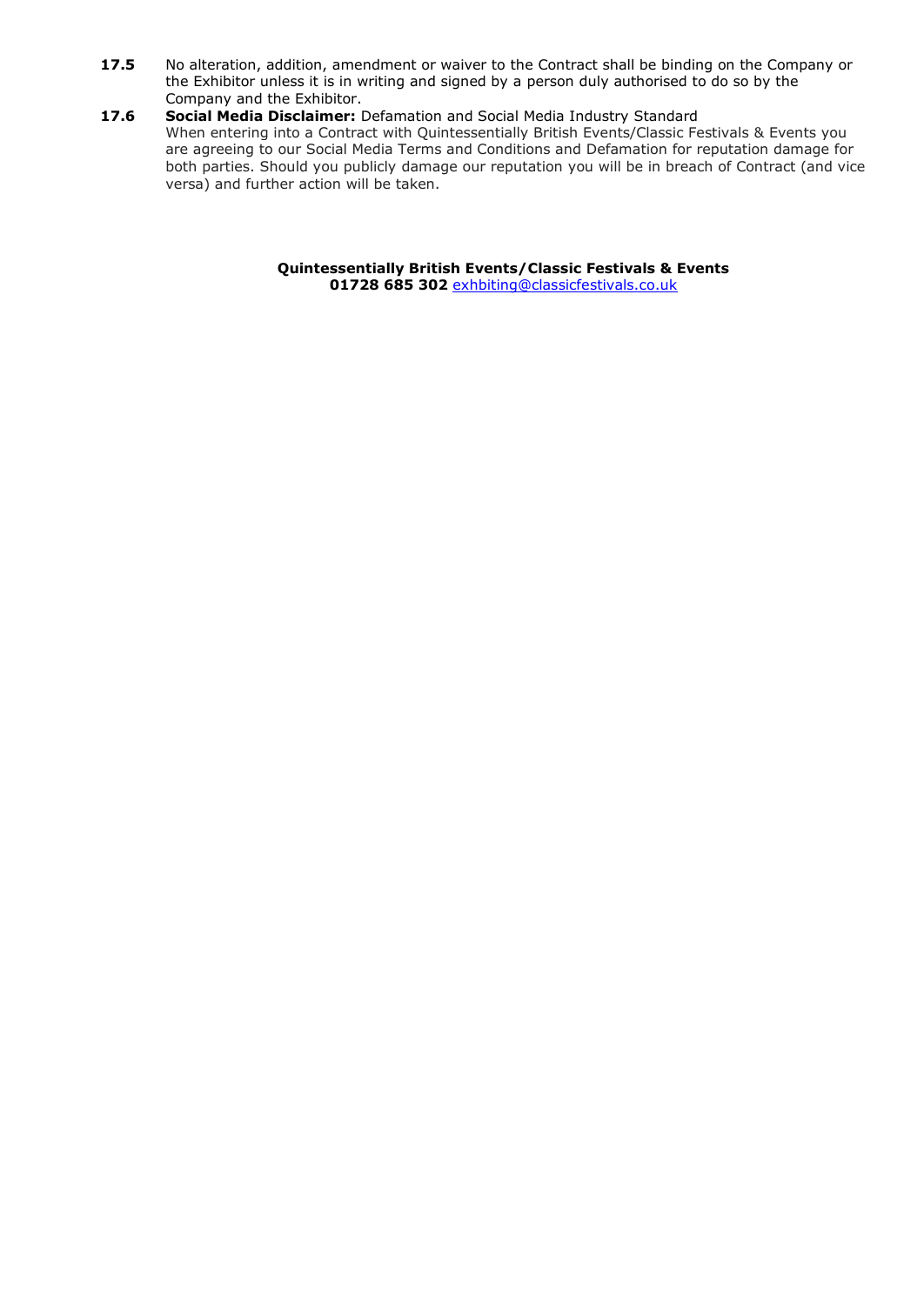**17.5** No alteration, addition, amendment or waiver to the Contract shall be binding on the Company or the Exhibitor unless it is in writing and signed by a person duly authorised to do so by the Company and the Exhibitor.

**17.6** **Social Media Disclaimer:** Defamation and Social Media Industry Standard
When entering into a Contract with Quintessentially British Events/Classic Festivals & Events you are agreeing to our Social Media Terms and Conditions and Defamation for reputation damage for both parties. Should you publicly damage our reputation you will be in breach of Contract (and vice versa) and further action will be taken.

**Quintessentially British Events/Classic Festivals & Events**
**01728 685 302** exhbiting@classicfestivals.co.uk